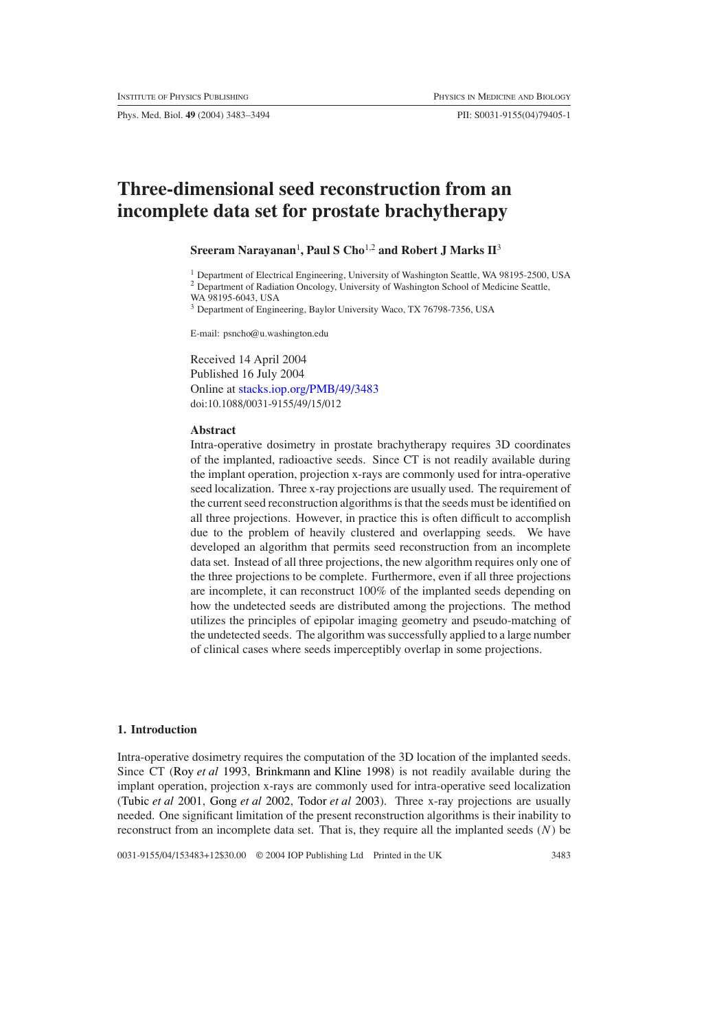# Three-dimensional seed reconstruction from an incomplete data set for prostate brachytherapy

**Sreeram Narayanan[1], Paul S Cho[1,2] and Robert J Marks II[3]**

[1] Department of Electrical Engineering, University of Washington Seattle, WA 98195-2500, USA
[2] Department of Radiation Oncology, University of Washington School of Medicine Seattle, WA 98195-6043, USA
[3] Department of Engineering, Baylor University Waco, TX 76798-7356, USA

E-mail: psncho@u.washington.edu

Received 14 April 2004
Published 16 July 2004
Online at stacks.iop.org/PMB/49/3483
doi:10.1088/0031-9155/49/15/012

**Abstract**

Intra-operative dosimetry in prostate brachytherapy requires 3D coordinates of the implanted, radioactive seeds. Since CT is not readily available during the implant operation, projection x-rays are commonly used for intra-operative seed localization. Three x-ray projections are usually used. The requirement of the current seed reconstruction algorithms is that the seeds must be identified on all three projections. However, in practice this is often difficult to accomplish due to the problem of heavily clustered and overlapping seeds. We have developed an algorithm that permits seed reconstruction from an incomplete data set. Instead of all three projections, the new algorithm requires only one of the three projections to be complete. Furthermore, even if all three projections are incomplete, it can reconstruct 100% of the implanted seeds depending on how the undetected seeds are distributed among the projections. The method utilizes the principles of epipolar imaging geometry and pseudo-matching of the undetected seeds. The algorithm was successfully applied to a large number of clinical cases where seeds imperceptibly overlap in some projections.

## 1. Introduction

Intra-operative dosimetry requires the computation of the 3D location of the implanted seeds. Since CT (Roy *et al* 1993, Brinkmann and Kline 1998) is not readily available during the implant operation, projection x-rays are commonly used for intra-operative seed localization (Tubic *et al* 2001, Gong *et al* 2002, Todor *et al* 2003). Three x-ray projections are usually needed. One significant limitation of the present reconstruction algorithms is their inability to reconstruct from an incomplete data set. That is, they require all the implanted seeds ($N$) be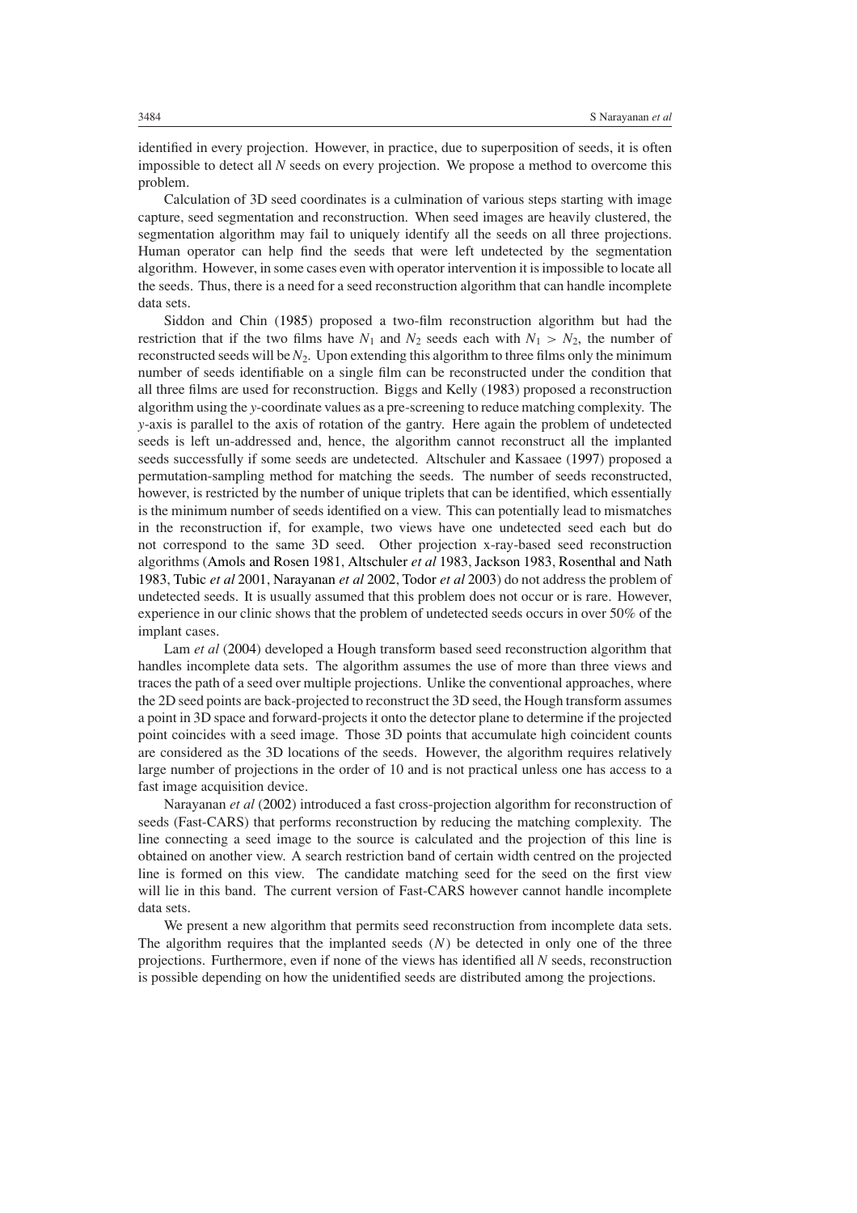identified in every projection. However, in practice, due to superposition of seeds, it is often impossible to detect all *N* seeds on every projection. We propose a method to overcome this problem.

Calculation of 3D seed coordinates is a culmination of various steps starting with image capture, seed segmentation and reconstruction. When seed images are heavily clustered, the segmentation algorithm may fail to uniquely identify all the seeds on all three projections. Human operator can help find the seeds that were left undetected by the segmentation algorithm. However, in some cases even with operator intervention it is impossible to locate all the seeds. Thus, there is a need for a seed reconstruction algorithm that can handle incomplete data sets.

Siddon and Chin (1985) proposed a two-film reconstruction algorithm but had the restriction that if the two films have $N_1$ and $N_2$ seeds each with $N_1 > N_2$, the number of reconstructed seeds will be $N_2$. Upon extending this algorithm to three films only the minimum number of seeds identifiable on a single film can be reconstructed under the condition that all three films are used for reconstruction. Biggs and Kelly (1983) proposed a reconstruction algorithm using the *y*-coordinate values as a pre-screening to reduce matching complexity. The *y*-axis is parallel to the axis of rotation of the gantry. Here again the problem of undetected seeds is left un-addressed and, hence, the algorithm cannot reconstruct all the implanted seeds successfully if some seeds are undetected. Altschuler and Kassaee (1997) proposed a permutation-sampling method for matching the seeds. The number of seeds reconstructed, however, is restricted by the number of unique triplets that can be identified, which essentially is the minimum number of seeds identified on a view. This can potentially lead to mismatches in the reconstruction if, for example, two views have one undetected seed each but do not correspond to the same 3D seed. Other projection x-ray-based seed reconstruction algorithms (Amols and Rosen 1981, Altschuler *et al* 1983, Jackson 1983, Rosenthal and Nath 1983, Tubic *et al* 2001, Narayanan *et al* 2002, Todor *et al* 2003) do not address the problem of undetected seeds. It is usually assumed that this problem does not occur or is rare. However, experience in our clinic shows that the problem of undetected seeds occurs in over 50% of the implant cases.

Lam *et al* (2004) developed a Hough transform based seed reconstruction algorithm that handles incomplete data sets. The algorithm assumes the use of more than three views and traces the path of a seed over multiple projections. Unlike the conventional approaches, where the 2D seed points are back-projected to reconstruct the 3D seed, the Hough transform assumes a point in 3D space and forward-projects it onto the detector plane to determine if the projected point coincides with a seed image. Those 3D points that accumulate high coincident counts are considered as the 3D locations of the seeds. However, the algorithm requires relatively large number of projections in the order of 10 and is not practical unless one has access to a fast image acquisition device.

Narayanan *et al* (2002) introduced a fast cross-projection algorithm for reconstruction of seeds (Fast-CARS) that performs reconstruction by reducing the matching complexity. The line connecting a seed image to the source is calculated and the projection of this line is obtained on another view. A search restriction band of certain width centred on the projected line is formed on this view. The candidate matching seed for the seed on the first view will lie in this band. The current version of Fast-CARS however cannot handle incomplete data sets.

We present a new algorithm that permits seed reconstruction from incomplete data sets. The algorithm requires that the implanted seeds $(N)$ be detected in only one of the three projections. Furthermore, even if none of the views has identified all *N* seeds, reconstruction is possible depending on how the unidentified seeds are distributed among the projections.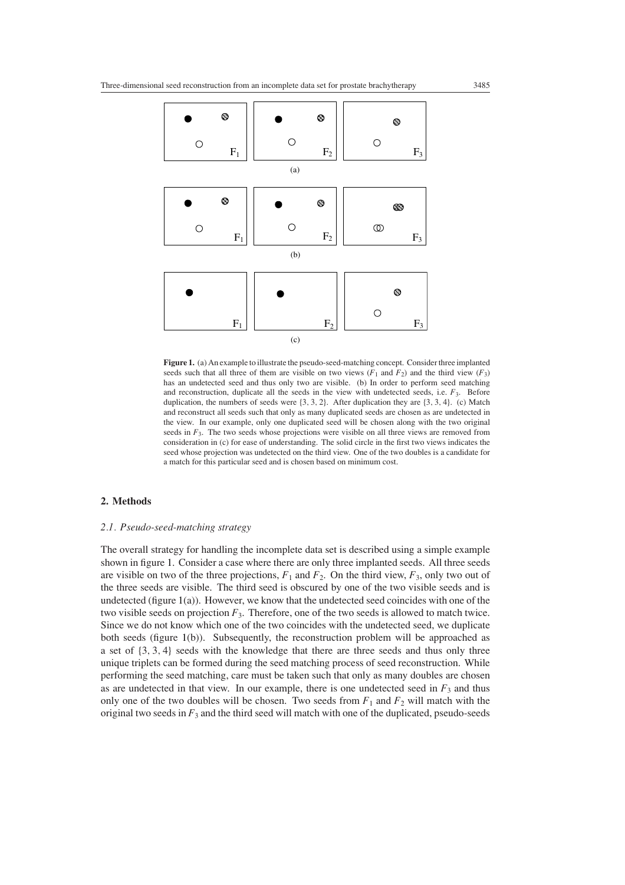**Figure 1.** (a) An example to illustrate the pseudo-seed-matching concept. Consider three implanted seeds such that all three of them are visible on two views ($F_1$ and $F_2$) and the third view ($F_3$) has an undetected seed and thus only two are visible. (b) In order to perform seed matching and reconstruction, duplicate all the seeds in the view with undetected seeds, i.e. $F_3$. Before duplication, the numbers of seeds were {3, 3, 2}. After duplication they are {3, 3, 4}. (c) Match and reconstruct all seeds such that only as many duplicated seeds are chosen as are undetected in the view. In our example, only one duplicated seed will be chosen along with the two original seeds in $F_3$. The two seeds whose projections were visible on all three views are removed from consideration in (c) for ease of understanding. The solid circle in the first two views indicates the seed whose projection was undetected on the third view. One of the two doubles is a candidate for a match for this particular seed and is chosen based on minimum cost.

## 2. Methods

### *2.1. Pseudo-seed-matching strategy*

The overall strategy for handling the incomplete data set is described using a simple example shown in figure 1. Consider a case where there are only three implanted seeds. All three seeds are visible on two of the three projections, $F_1$ and $F_2$. On the third view, $F_3$, only two out of the three seeds are visible. The third seed is obscured by one of the two visible seeds and is undetected (figure 1(a)). However, we know that the undetected seed coincides with one of the two visible seeds on projection $F_3$. Therefore, one of the two seeds is allowed to match twice. Since we do not know which one of the two coincides with the undetected seed, we duplicate both seeds (figure 1(b)). Subsequently, the reconstruction problem will be approached as a set of {3, 3, 4} seeds with the knowledge that there are three seeds and thus only three unique triplets can be formed during the seed matching process of seed reconstruction. While performing the seed matching, care must be taken such that only as many doubles are chosen as are undetected in that view. In our example, there is one undetected seed in $F_3$ and thus only one of the two doubles will be chosen. Two seeds from $F_1$ and $F_2$ will match with the original two seeds in $F_3$ and the third seed will match with one of the duplicated, pseudo-seeds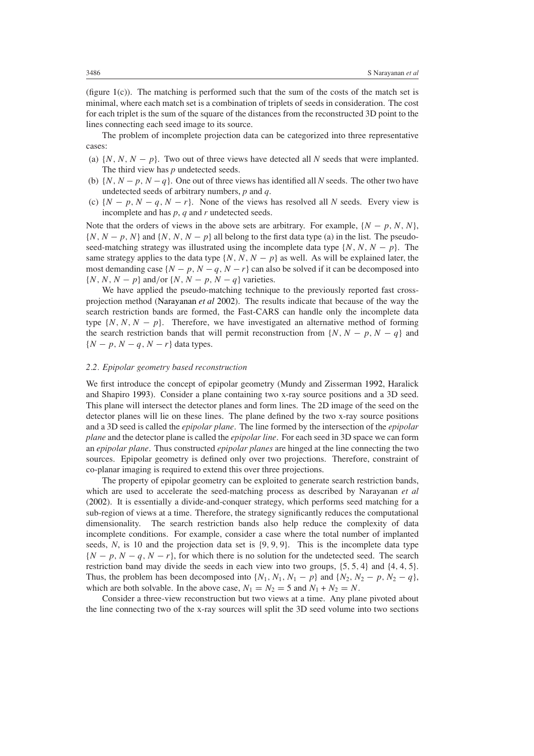(figure 1(c)). The matching is performed such that the sum of the costs of the match set is minimal, where each match set is a combination of triplets of seeds in consideration. The cost for each triplet is the sum of the square of the distances from the reconstructed 3D point to the lines connecting each seed image to its source.

The problem of incomplete projection data can be categorized into three representative cases:

(a) $\{N, N, N - p\}$. Two out of three views have detected all $N$ seeds that were implanted. The third view has $p$ undetected seeds.
(b) $\{N, N - p, N - q\}$. One out of three views has identified all $N$ seeds. The other two have undetected seeds of arbitrary numbers, $p$ and $q$.
(c) $\{N - p, N - q, N - r\}$. None of the views has resolved all $N$ seeds. Every view is incomplete and has $p$, $q$ and $r$ undetected seeds.

Note that the orders of views in the above sets are arbitrary. For example, $\{N - p, N, N\}$, $\{N, N - p, N\}$ and $\{N, N, N - p\}$ all belong to the first data type (a) in the list. The pseudo-seed-matching strategy was illustrated using the incomplete data type $\{N, N, N - p\}$. The same strategy applies to the data type $\{N, N, N - p\}$ as well. As will be explained later, the most demanding case $\{N - p, N - q, N - r\}$ can also be solved if it can be decomposed into $\{N, N, N - p\}$ and/or $\{N, N - p, N - q\}$ varieties.

We have applied the pseudo-matching technique to the previously reported fast cross-projection method (Narayanan *et al* 2002). The results indicate that because of the way the search restriction bands are formed, the Fast-CARS can handle only the incomplete data type $\{N, N, N - p\}$. Therefore, we have investigated an alternative method of forming the search restriction bands that will permit reconstruction from $\{N, N - p, N - q\}$ and $\{N - p, N - q, N - r\}$ data types.

### *2.2. Epipolar geometry based reconstruction*

We first introduce the concept of epipolar geometry (Mundy and Zisserman 1992, Haralick and Shapiro 1993). Consider a plane containing two x-ray source positions and a 3D seed. This plane will intersect the detector planes and form lines. The 2D image of the seed on the detector planes will lie on these lines. The plane defined by the two x-ray source positions and a 3D seed is called the *epipolar plane*. The line formed by the intersection of the *epipolar plane* and the detector plane is called the *epipolar line*. For each seed in 3D space we can form an *epipolar plane*. Thus constructed *epipolar planes* are hinged at the line connecting the two sources. Epipolar geometry is defined only over two projections. Therefore, constraint of co-planar imaging is required to extend this over three projections.

The property of epipolar geometry can be exploited to generate search restriction bands, which are used to accelerate the seed-matching process as described by Narayanan *et al* (2002). It is essentially a divide-and-conquer strategy, which performs seed matching for a sub-region of views at a time. Therefore, the strategy significantly reduces the computational dimensionality. The search restriction bands also help reduce the complexity of data incomplete conditions. For example, consider a case where the total number of implanted seeds, $N$, is 10 and the projection data set is $\{9, 9, 9\}$. This is the incomplete data type $\{N - p, N - q, N - r\}$, for which there is no solution for the undetected seed. The search restriction band may divide the seeds in each view into two groups, $\{5, 5, 4\}$ and $\{4, 4, 5\}$. Thus, the problem has been decomposed into $\{N_1, N_1, N_1 - p\}$ and $\{N_2, N_2 - p, N_2 - q\}$, which are both solvable. In the above case, $N_1 = N_2 = 5$ and $N_1 + N_2 = N$.

Consider a three-view reconstruction but two views at a time. Any plane pivoted about the line connecting two of the x-ray sources will split the 3D seed volume into two sections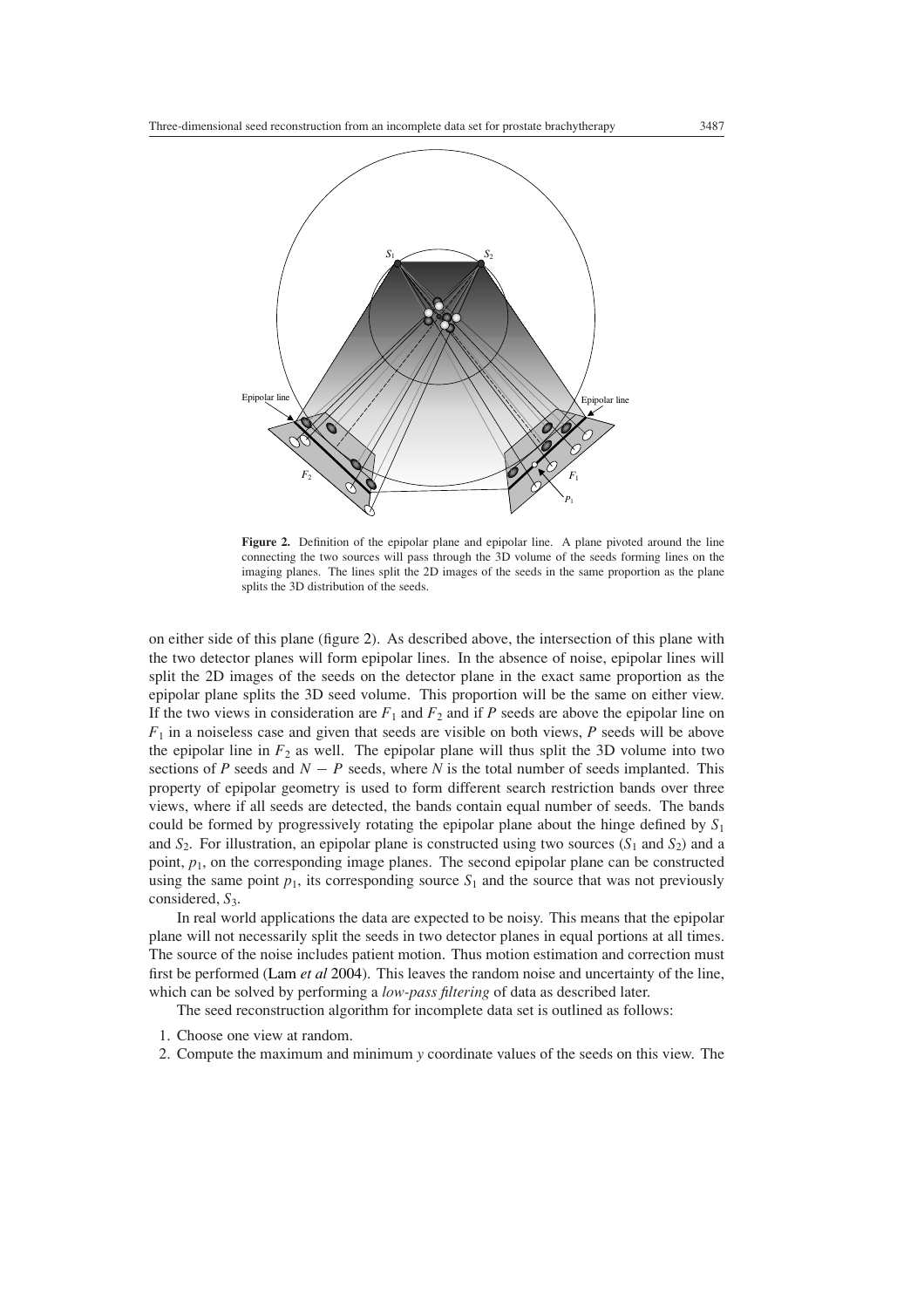**Figure 2.** Definition of the epipolar plane and epipolar line. A plane pivoted around the line connecting the two sources will pass through the 3D volume of the seeds forming lines on the imaging planes. The lines split the 2D images of the seeds in the same proportion as the plane splits the 3D distribution of the seeds.

on either side of this plane (figure 2). As described above, the intersection of this plane with the two detector planes will form epipolar lines. In the absence of noise, epipolar lines will split the 2D images of the seeds on the detector plane in the exact same proportion as the epipolar plane splits the 3D seed volume. This proportion will be the same on either view. If the two views in consideration are $F_1$ and $F_2$ and if $P$ seeds are above the epipolar line on $F_1$ in a noiseless case and given that seeds are visible on both views, $P$ seeds will be above the epipolar line in $F_2$ as well. The epipolar plane will thus split the 3D volume into two sections of $P$ seeds and $N - P$ seeds, where $N$ is the total number of seeds implanted. This property of epipolar geometry is used to form different search restriction bands over three views, where if all seeds are detected, the bands contain equal number of seeds. The bands could be formed by progressively rotating the epipolar plane about the hinge defined by $S_1$ and $S_2$. For illustration, an epipolar plane is constructed using two sources ($S_1$ and $S_2$) and a point, $p_1$, on the corresponding image planes. The second epipolar plane can be constructed using the same point $p_1$, its corresponding source $S_1$ and the source that was not previously considered, $S_3$.

In real world applications the data are expected to be noisy. This means that the epipolar plane will not necessarily split the seeds in two detector planes in equal portions at all times. The source of the noise includes patient motion. Thus motion estimation and correction must first be performed (Lam *et al* 2004). This leaves the random noise and uncertainty of the line, which can be solved by performing a *low-pass filtering* of data as described later.

The seed reconstruction algorithm for incomplete data set is outlined as follows:

1. Choose one view at random.
2. Compute the maximum and minimum $y$ coordinate values of the seeds on this view. The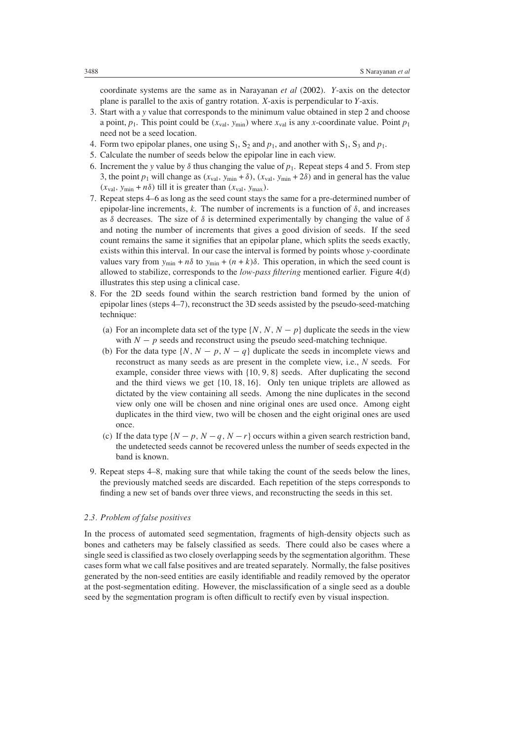coordinate systems are the same as in Narayanan *et al* (2002). $Y$-axis on the detector plane is parallel to the axis of gantry rotation. $X$-axis is perpendicular to $Y$-axis.

3. Start with a $y$ value that corresponds to the minimum value obtained in step 2 and choose a point, $p_1$. This point could be $(x_{\mathrm{val}}, y_{\mathrm{min}})$ where $x_{\mathrm{val}}$ is any $x$-coordinate value. Point $p_1$ need not be a seed location.
4. Form two epipolar planes, one using $S_1$, $S_2$ and $p_1$, and another with $S_1$, $S_3$ and $p_1$.
5. Calculate the number of seeds below the epipolar line in each view.
6. Increment the $y$ value by $\delta$ thus changing the value of $p_1$. Repeat steps 4 and 5. From step 3, the point $p_1$ will change as $(x_{\mathrm{val}}, y_{\mathrm{min}} + \delta)$, $(x_{\mathrm{val}}, y_{\mathrm{min}} + 2\delta)$ and in general has the value $(x_{\mathrm{val}}, y_{\mathrm{min}} + n\delta)$ till it is greater than $(x_{\mathrm{val}}, y_{\mathrm{max}})$.
7. Repeat steps 4–6 as long as the seed count stays the same for a pre-determined number of epipolar-line increments, $k$. The number of increments is a function of $\delta$, and increases as $\delta$ decreases. The size of $\delta$ is determined experimentally by changing the value of $\delta$ and noting the number of increments that gives a good division of seeds. If the seed count remains the same it signifies that an epipolar plane, which splits the seeds exactly, exists within this interval. In our case the interval is formed by points whose $y$-coordinate values vary from $y_{\mathrm{min}} + n\delta$ to $y_{\mathrm{min}} + (n + k)\delta$. This operation, in which the seed count is allowed to stabilize, corresponds to the *low-pass filtering* mentioned earlier. Figure 4(d) illustrates this step using a clinical case.
8. For the 2D seeds found within the search restriction band formed by the union of epipolar lines (steps 4–7), reconstruct the 3D seeds assisted by the pseudo-seed-matching technique:
   - (a) For an incomplete data set of the type $\{N, N, N - p\}$ duplicate the seeds in the view with $N - p$ seeds and reconstruct using the pseudo seed-matching technique.
   - (b) For the data type $\{N, N - p, N - q\}$ duplicate the seeds in incomplete views and reconstruct as many seeds as are present in the complete view, i.e., $N$ seeds. For example, consider three views with $\{10, 9, 8\}$ seeds. After duplicating the second and the third views we get $\{10, 18, 16\}$. Only ten unique triplets are allowed as dictated by the view containing all seeds. Among the nine duplicates in the second view only one will be chosen and nine original ones are used once. Among eight duplicates in the third view, two will be chosen and the eight original ones are used once.
   - (c) If the data type $\{N - p, N - q, N - r\}$ occurs within a given search restriction band, the undetected seeds cannot be recovered unless the number of seeds expected in the band is known.
9. Repeat steps 4–8, making sure that while taking the count of the seeds below the lines, the previously matched seeds are discarded. Each repetition of the steps corresponds to finding a new set of bands over three views, and reconstructing the seeds in this set.

### 2.3. Problem of false positives

In the process of automated seed segmentation, fragments of high-density objects such as bones and catheters may be falsely classified as seeds. There could also be cases where a single seed is classified as two closely overlapping seeds by the segmentation algorithm. These cases form what we call false positives and are treated separately. Normally, the false positives generated by the non-seed entities are easily identifiable and readily removed by the operator at the post-segmentation editing. However, the misclassification of a single seed as a double seed by the segmentation program is often difficult to rectify even by visual inspection.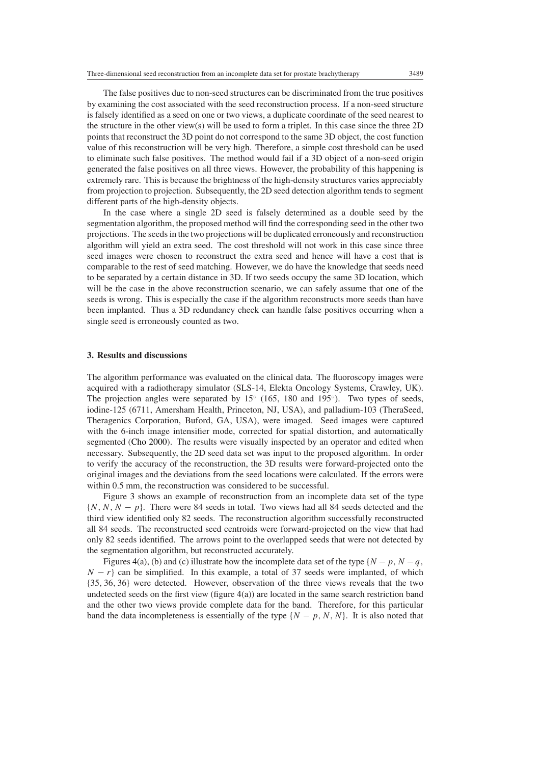The false positives due to non-seed structures can be discriminated from the true positives by examining the cost associated with the seed reconstruction process. If a non-seed structure is falsely identified as a seed on one or two views, a duplicate coordinate of the seed nearest to the structure in the other view(s) will be used to form a triplet. In this case since the three 2D points that reconstruct the 3D point do not correspond to the same 3D object, the cost function value of this reconstruction will be very high. Therefore, a simple cost threshold can be used to eliminate such false positives. The method would fail if a 3D object of a non-seed origin generated the false positives on all three views. However, the probability of this happening is extremely rare. This is because the brightness of the high-density structures varies appreciably from projection to projection. Subsequently, the 2D seed detection algorithm tends to segment different parts of the high-density objects.

In the case where a single 2D seed is falsely determined as a double seed by the segmentation algorithm, the proposed method will find the corresponding seed in the other two projections. The seeds in the two projections will be duplicated erroneously and reconstruction algorithm will yield an extra seed. The cost threshold will not work in this case since three seed images were chosen to reconstruct the extra seed and hence will have a cost that is comparable to the rest of seed matching. However, we do have the knowledge that seeds need to be separated by a certain distance in 3D. If two seeds occupy the same 3D location, which will be the case in the above reconstruction scenario, we can safely assume that one of the seeds is wrong. This is especially the case if the algorithm reconstructs more seeds than have been implanted. Thus a 3D redundancy check can handle false positives occurring when a single seed is erroneously counted as two.

## 3. Results and discussions

The algorithm performance was evaluated on the clinical data. The fluoroscopy images were acquired with a radiotherapy simulator (SLS-14, Elekta Oncology Systems, Crawley, UK). The projection angles were separated by $15^\circ$ (165, 180 and $195^\circ$). Two types of seeds, iodine-125 (6711, Amersham Health, Princeton, NJ, USA), and palladium-103 (TheraSeed, Theragenics Corporation, Buford, GA, USA), were imaged. Seed images were captured with the 6-inch image intensifier mode, corrected for spatial distortion, and automatically segmented (Cho 2000). The results were visually inspected by an operator and edited when necessary. Subsequently, the 2D seed data set was input to the proposed algorithm. In order to verify the accuracy of the reconstruction, the 3D results were forward-projected onto the original images and the deviations from the seed locations were calculated. If the errors were within 0.5 mm, the reconstruction was considered to be successful.

Figure 3 shows an example of reconstruction from an incomplete data set of the type $\{N, N, N - p\}$. There were 84 seeds in total. Two views had all 84 seeds detected and the third view identified only 82 seeds. The reconstruction algorithm successfully reconstructed all 84 seeds. The reconstructed seed centroids were forward-projected on the view that had only 82 seeds identified. The arrows point to the overlapped seeds that were not detected by the segmentation algorithm, but reconstructed accurately.

Figures 4(a), (b) and (c) illustrate how the incomplete data set of the type $\{N - p, N - q, N - r\}$ can be simplified. In this example, a total of 37 seeds were implanted, of which $\{35, 36, 36\}$ were detected. However, observation of the three views reveals that the two undetected seeds on the first view (figure 4(a)) are located in the same search restriction band and the other two views provide complete data for the band. Therefore, for this particular band the data incompleteness is essentially of the type $\{N - p, N, N\}$. It is also noted that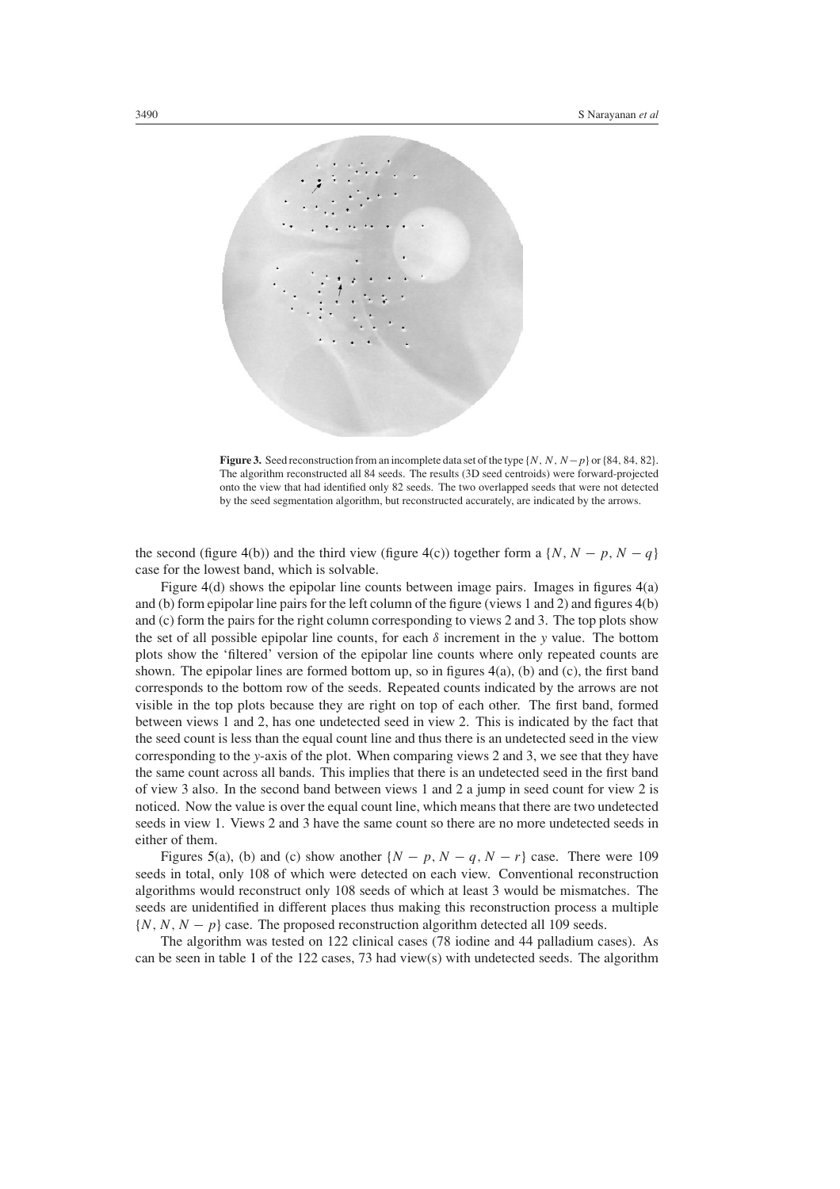**Figure 3.** Seed reconstruction from an incomplete data set of the type $\{N, N, N-p\}$ or $\{84, 84, 82\}$. The algorithm reconstructed all 84 seeds. The results (3D seed centroids) were forward-projected onto the view that had identified only 82 seeds. The two overlapped seeds that were not detected by the seed segmentation algorithm, but reconstructed accurately, are indicated by the arrows.

the second (figure 4(b)) and the third view (figure 4(c)) together form a $\{N, N-p, N-q\}$ case for the lowest band, which is solvable.

Figure 4(d) shows the epipolar line counts between image pairs. Images in figures 4(a) and (b) form epipolar line pairs for the left column of the figure (views 1 and 2) and figures 4(b) and (c) form the pairs for the right column corresponding to views 2 and 3. The top plots show the set of all possible epipolar line counts, for each $\delta$ increment in the $y$ value. The bottom plots show the 'filtered' version of the epipolar line counts where only repeated counts are shown. The epipolar lines are formed bottom up, so in figures 4(a), (b) and (c), the first band corresponds to the bottom row of the seeds. Repeated counts indicated by the arrows are not visible in the top plots because they are right on top of each other. The first band, formed between views 1 and 2, has one undetected seed in view 2. This is indicated by the fact that the seed count is less than the equal count line and thus there is an undetected seed in the view corresponding to the $y$-axis of the plot. When comparing views 2 and 3, we see that they have the same count across all bands. This implies that there is an undetected seed in the first band of view 3 also. In the second band between views 1 and 2 a jump in seed count for view 2 is noticed. Now the value is over the equal count line, which means that there are two undetected seeds in view 1. Views 2 and 3 have the same count so there are no more undetected seeds in either of them.

Figures 5(a), (b) and (c) show another $\{N-p, N-q, N-r\}$ case. There were 109 seeds in total, only 108 of which were detected on each view. Conventional reconstruction algorithms would reconstruct only 108 seeds of which at least 3 would be mismatches. The seeds are unidentified in different places thus making this reconstruction process a multiple $\{N, N, N-p\}$ case. The proposed reconstruction algorithm detected all 109 seeds.

The algorithm was tested on 122 clinical cases (78 iodine and 44 palladium cases). As can be seen in table 1 of the 122 cases, 73 had view(s) with undetected seeds. The algorithm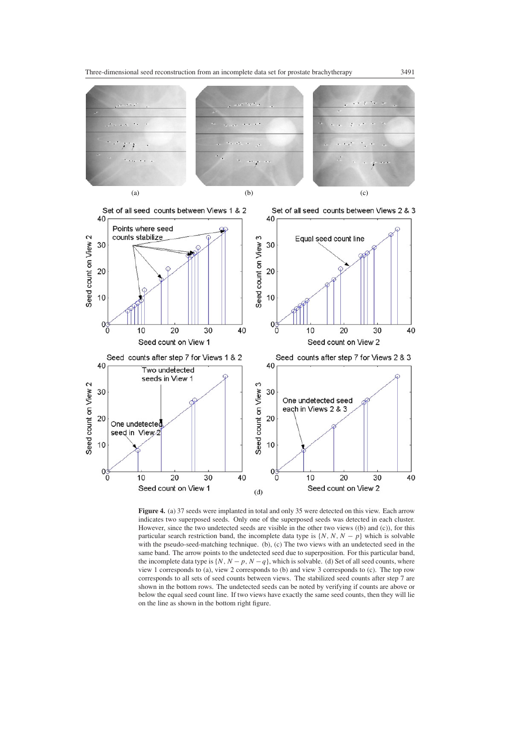**Figure 4.** (a) 37 seeds were implanted in total and only 35 were detected on this view. Each arrow indicates two superposed seeds. Only one of the superposed seeds was detected in each cluster. However, since the two undetected seeds are visible in the other two views ((b) and (c)), for this particular search restriction band, the incomplete data type is $\{N, N, N - p\}$ which is solvable with the pseudo-seed-matching technique. (b), (c) The two views with an undetected seed in the same band. The arrow points to the undetected seed due to superposition. For this particular band, the incomplete data type is $\{N, N - p, N - q\}$, which is solvable. (d) Set of all seed counts, where view 1 corresponds to (a), view 2 corresponds to (b) and view 3 corresponds to (c). The top row corresponds to all sets of seed counts between views. The stabilized seed counts after step 7 are shown in the bottom rows. The undetected seeds can be noted by verifying if counts are above or below the equal seed count line. If two views have exactly the same seed counts, then they will lie on the line as shown in the bottom right figure.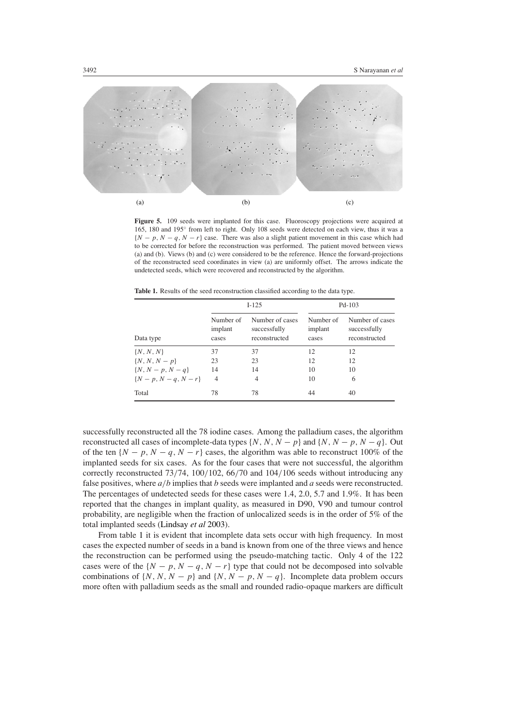(a) (b) (c)

**Figure 5.** 109 seeds were implanted for this case. Fluoroscopy projections were acquired at 165, 180 and 195° from left to right. Only 108 seeds were detected on each view, thus it was a $\{N - p, N - q, N - r\}$ case. There was also a slight patient movement in this case which had to be corrected for before the reconstruction was performed. The patient moved between views (a) and (b). Views (b) and (c) were considered to be the reference. Hence the forward-projections of the reconstructed seed coordinates in view (a) are uniformly offset. The arrows indicate the undetected seeds, which were recovered and reconstructed by the algorithm.

**Table 1.** Results of the seed reconstruction classified according to the data type.

| | I-125 | | Pd-103 | |
|---|---|---|---|---|
| Data type | Number of implant cases | Number of cases successfully reconstructed | Number of implant cases | Number of cases successfully reconstructed |
| $\{N, N, N\}$ | 37 | 37 | 12 | 12 |
| $\{N, N, N - p\}$ | 23 | 23 | 12 | 12 |
| $\{N, N - p, N - q\}$ | 14 | 14 | 10 | 10 |
| $\{N - p, N - q, N - r\}$ | 4 | 4 | 10 | 6 |
| Total | 78 | 78 | 44 | 40 |

successfully reconstructed all the 78 iodine cases. Among the palladium cases, the algorithm reconstructed all cases of incomplete-data types $\{N, N, N - p\}$ and $\{N, N - p, N - q\}$. Out of the ten $\{N - p, N - q, N - r\}$ cases, the algorithm was able to reconstruct 100% of the implanted seeds for six cases. As for the four cases that were not successful, the algorithm correctly reconstructed 73/74, 100/102, 66/70 and 104/106 seeds without introducing any false positives, where $a/b$ implies that $b$ seeds were implanted and $a$ seeds were reconstructed. The percentages of undetected seeds for these cases were 1.4, 2.0, 5.7 and 1.9%. It has been reported that the changes in implant quality, as measured in D90, V90 and tumour control probability, are negligible when the fraction of unlocalized seeds is in the order of 5% of the total implanted seeds (Lindsay *et al* 2003).

From table 1 it is evident that incomplete data sets occur with high frequency. In most cases the expected number of seeds in a band is known from one of the three views and hence the reconstruction can be performed using the pseudo-matching tactic. Only 4 of the 122 cases were of the $\{N - p, N - q, N - r\}$ type that could not be decomposed into solvable combinations of $\{N, N, N - p\}$ and $\{N, N - p, N - q\}$. Incomplete data problem occurs more often with palladium seeds as the small and rounded radio-opaque markers are difficult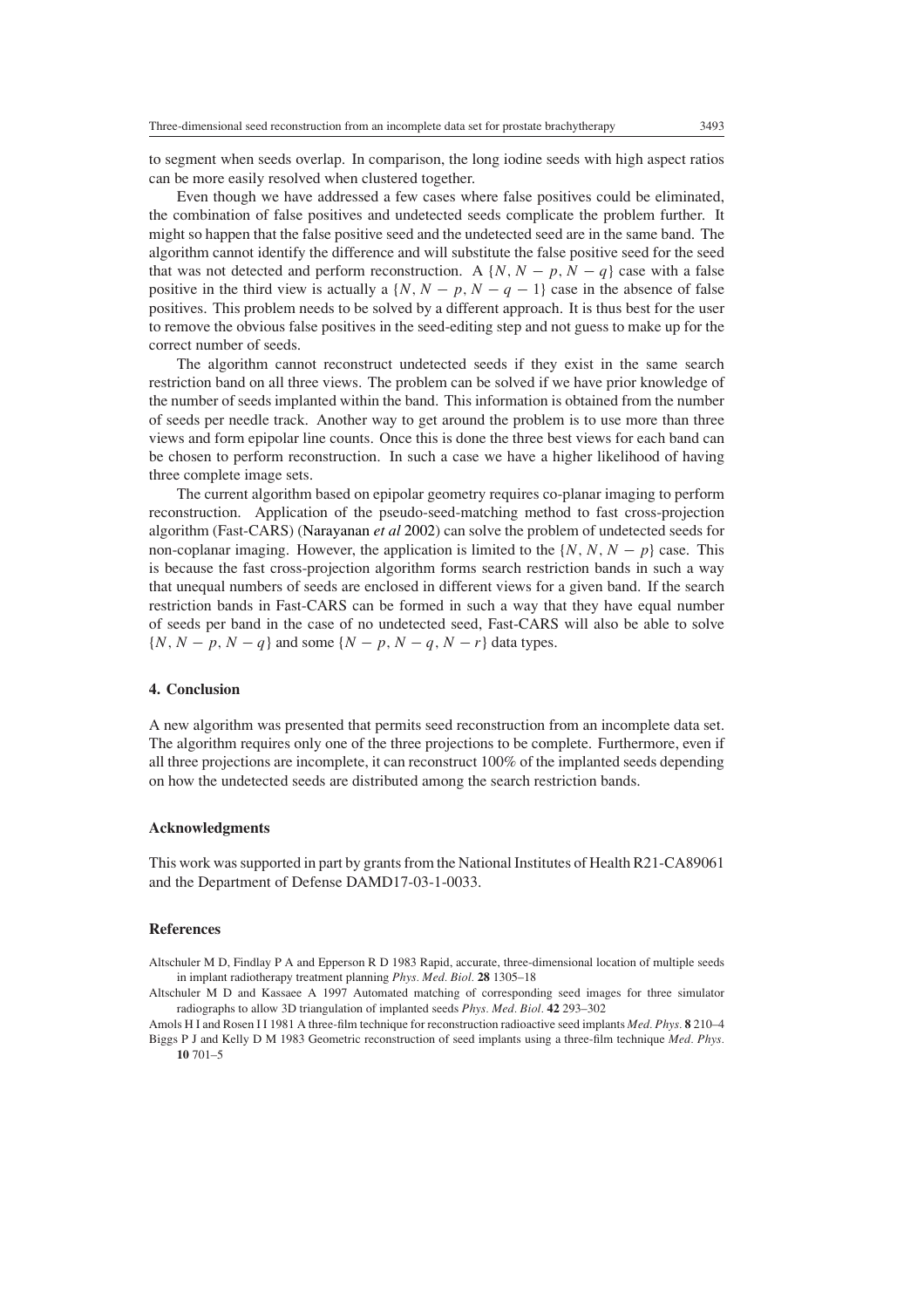to segment when seeds overlap. In comparison, the long iodine seeds with high aspect ratios can be more easily resolved when clustered together.

Even though we have addressed a few cases where false positives could be eliminated, the combination of false positives and undetected seeds complicate the problem further. It might so happen that the false positive seed and the undetected seed are in the same band. The algorithm cannot identify the difference and will substitute the false positive seed for the seed that was not detected and perform reconstruction. A $\{N, N-p, N-q\}$ case with a false positive in the third view is actually a $\{N, N-p, N-q-1\}$ case in the absence of false positives. This problem needs to be solved by a different approach. It is thus best for the user to remove the obvious false positives in the seed-editing step and not guess to make up for the correct number of seeds.

The algorithm cannot reconstruct undetected seeds if they exist in the same search restriction band on all three views. The problem can be solved if we have prior knowledge of the number of seeds implanted within the band. This information is obtained from the number of seeds per needle track. Another way to get around the problem is to use more than three views and form epipolar line counts. Once this is done the three best views for each band can be chosen to perform reconstruction. In such a case we have a higher likelihood of having three complete image sets.

The current algorithm based on epipolar geometry requires co-planar imaging to perform reconstruction. Application of the pseudo-seed-matching method to fast cross-projection algorithm (Fast-CARS) (Narayanan *et al* 2002) can solve the problem of undetected seeds for non-coplanar imaging. However, the application is limited to the $\{N, N, N-p\}$ case. This is because the fast cross-projection algorithm forms search restriction bands in such a way that unequal numbers of seeds are enclosed in different views for a given band. If the search restriction bands in Fast-CARS can be formed in such a way that they have equal number of seeds per band in the case of no undetected seed, Fast-CARS will also be able to solve $\{N, N-p, N-q\}$ and some $\{N-p, N-q, N-r\}$ data types.

## 4. Conclusion

A new algorithm was presented that permits seed reconstruction from an incomplete data set. The algorithm requires only one of the three projections to be complete. Furthermore, even if all three projections are incomplete, it can reconstruct 100% of the implanted seeds depending on how the undetected seeds are distributed among the search restriction bands.

## Acknowledgments

This work was supported in part by grants from the National Institutes of Health R21-CA89061 and the Department of Defense DAMD17-03-1-0033.

## References

Altschuler M D, Findlay P A and Epperson R D 1983 Rapid, accurate, three-dimensional location of multiple seeds in implant radiotherapy treatment planning *Phys. Med. Biol.* **28** 1305–18

Altschuler M D and Kassaee A 1997 Automated matching of corresponding seed images for three simulator radiographs to allow 3D triangulation of implanted seeds *Phys. Med. Biol.* **42** 293–302

Amols H I and Rosen I I 1981 A three-film technique for reconstruction radioactive seed implants *Med. Phys.* **8** 210–4

Biggs P J and Kelly D M 1983 Geometric reconstruction of seed implants using a three-film technique *Med. Phys.* **10** 701–5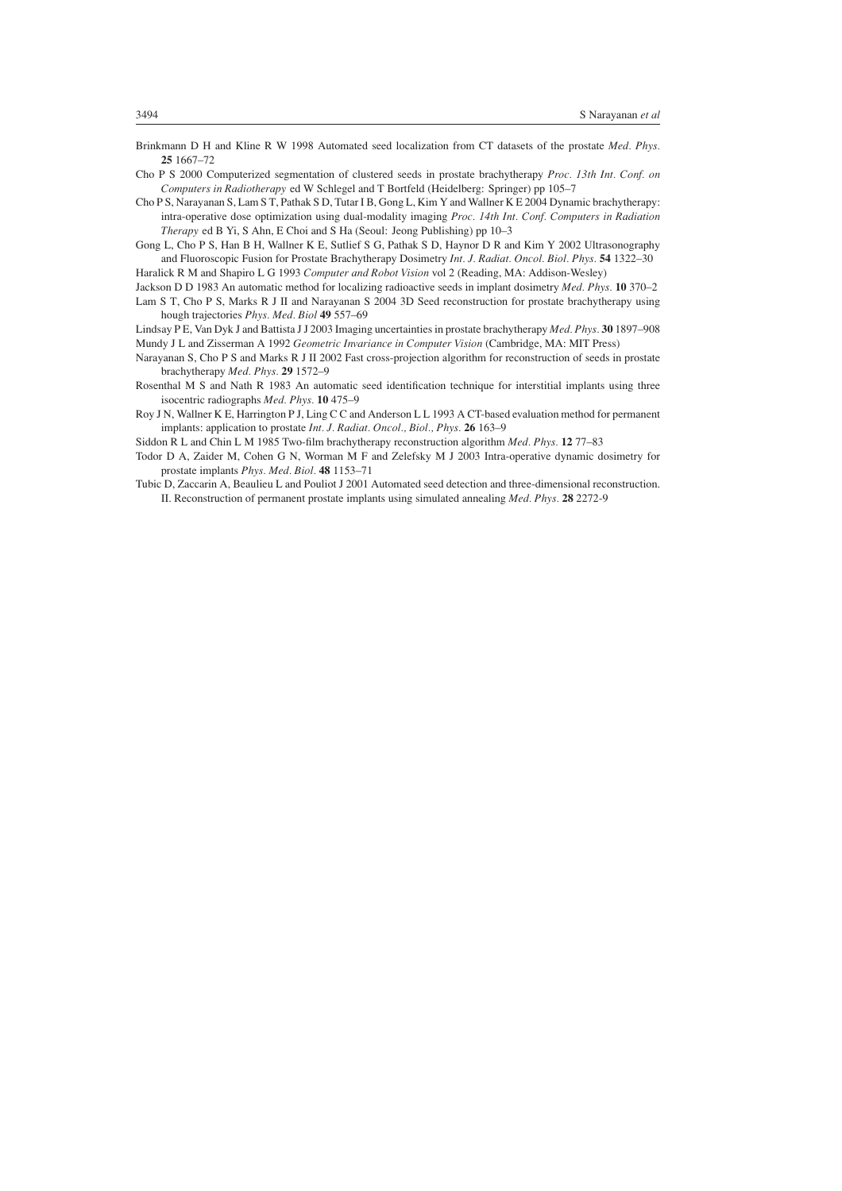Brinkmann D H and Kline R W 1998 Automated seed localization from CT datasets of the prostate *Med. Phys.* **25** 1667–72

Cho P S 2000 Computerized segmentation of clustered seeds in prostate brachytherapy *Proc. 13th Int. Conf. on Computers in Radiotherapy* ed W Schlegel and T Bortfeld (Heidelberg: Springer) pp 105–7

Cho P S, Narayanan S, Lam S T, Pathak S D, Tutar I B, Gong L, Kim Y and Wallner K E 2004 Dynamic brachytherapy: intra-operative dose optimization using dual-modality imaging *Proc. 14th Int. Conf. Computers in Radiation Therapy* ed B Yi, S Ahn, E Choi and S Ha (Seoul: Jeong Publishing) pp 10–3

Gong L, Cho P S, Han B H, Wallner K E, Sutlief S G, Pathak S D, Haynor D R and Kim Y 2002 Ultrasonography and Fluoroscopic Fusion for Prostate Brachytherapy Dosimetry *Int. J. Radiat. Oncol. Biol. Phys.* **54** 1322–30

Haralick R M and Shapiro L G 1993 *Computer and Robot Vision* vol 2 (Reading, MA: Addison-Wesley)

Jackson D D 1983 An automatic method for localizing radioactive seeds in implant dosimetry *Med. Phys.* **10** 370–2

Lam S T, Cho P S, Marks R J II and Narayanan S 2004 3D Seed reconstruction for prostate brachytherapy using hough trajectories *Phys. Med. Biol* **49** 557–69

Lindsay P E, Van Dyk J and Battista J J 2003 Imaging uncertainties in prostate brachytherapy *Med. Phys.* **30** 1897–908

Mundy J L and Zisserman A 1992 *Geometric Invariance in Computer Vision* (Cambridge, MA: MIT Press)

Narayanan S, Cho P S and Marks R J II 2002 Fast cross-projection algorithm for reconstruction of seeds in prostate brachytherapy *Med. Phys.* **29** 1572–9

Rosenthal M S and Nath R 1983 An automatic seed identification technique for interstitial implants using three isocentric radiographs *Med. Phys.* **10** 475–9

Roy J N, Wallner K E, Harrington P J, Ling C C and Anderson L L 1993 A CT-based evaluation method for permanent implants: application to prostate *Int. J. Radiat. Oncol., Biol., Phys.* **26** 163–9

Siddon R L and Chin L M 1985 Two-film brachytherapy reconstruction algorithm *Med. Phys.* **12** 77–83

Todor D A, Zaider M, Cohen G N, Worman M F and Zelefsky M J 2003 Intra-operative dynamic dosimetry for prostate implants *Phys. Med. Biol.* **48** 1153–71

Tubic D, Zaccarin A, Beaulieu L and Pouliot J 2001 Automated seed detection and three-dimensional reconstruction. II. Reconstruction of permanent prostate implants using simulated annealing *Med. Phys.* **28** 2272-9